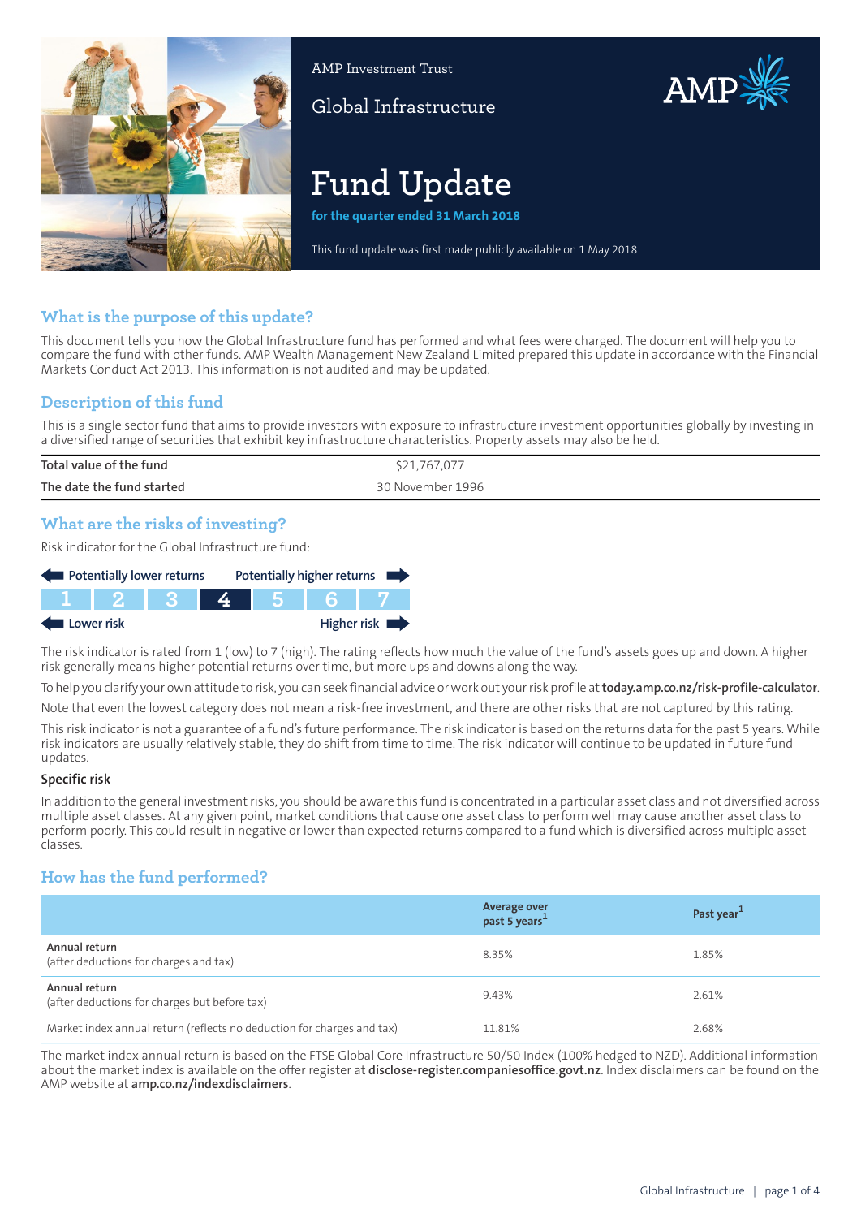AMP Investment Trust

Global Infrastructure

# Fund Update

**for the quarter ended 31 March 2018**

This fund update was first made publicly available on 1 May 2018

## What is the purpose of this update?

This document tells you how the Global Infrastructure fund has performed and what fees were charged. The document will help you to compare the fund with other funds. AMP Wealth Management New Zealand Limited prepared this update in accordance with the Financial Markets Conduct Act 2013. This information is not audited and may be updated.

## Description of this fund

This is a single sector fund that aims to provide investors with exposure to infrastructure investment opportunities globally by investing in a diversified range of securities that exhibit key infrastructure characteristics. Property assets may also be held.

| | |
|---|---|
| Total value of the fund | $21,767,077 |
| The date the fund started | 30 November 1996 |

## What are the risks of investing?

Risk indicator for the Global Infrastructure fund:

Potentially lower returns — Potentially higher returns

| 1 | 2 | 3 | **4** | 5 | 6 | 7 |
|---|---|---|---|---|---|---|

Lower risk — Higher risk

The risk indicator is rated from 1 (low) to 7 (high). The rating reflects how much the value of the fund's assets goes up and down. A higher risk generally means higher potential returns over time, but more ups and downs along the way.

To help you clarify your own attitude to risk, you can seek financial advice or work out your risk profile at **today.amp.co.nz/risk-profile-calculator**.

Note that even the lowest category does not mean a risk-free investment, and there are other risks that are not captured by this rating.

This risk indicator is not a guarantee of a fund's future performance. The risk indicator is based on the returns data for the past 5 years. While risk indicators are usually relatively stable, they do shift from time to time. The risk indicator will continue to be updated in future fund updates.

### Specific risk

In addition to the general investment risks, you should be aware this fund is concentrated in a particular asset class and not diversified across multiple asset classes. At any given point, market conditions that cause one asset class to perform well may cause another asset class to perform poorly. This could result in negative or lower than expected returns compared to a fund which is diversified across multiple asset classes.

## How has the fund performed?

| | Average over past 5 years[1] | Past year[1] |
|---|---|---|
| Annual return (after deductions for charges and tax) | 8.35% | 1.85% |
| Annual return (after deductions for charges but before tax) | 9.43% | 2.61% |
| Market index annual return (reflects no deduction for charges and tax) | 11.81% | 2.68% |

The market index annual return is based on the FTSE Global Core Infrastructure 50/50 Index (100% hedged to NZD). Additional information about the market index is available on the offer register at **disclose-register.companiesoffice.govt.nz**. Index disclaimers can be found on the AMP website at **amp.co.nz/indexdisclaimers**.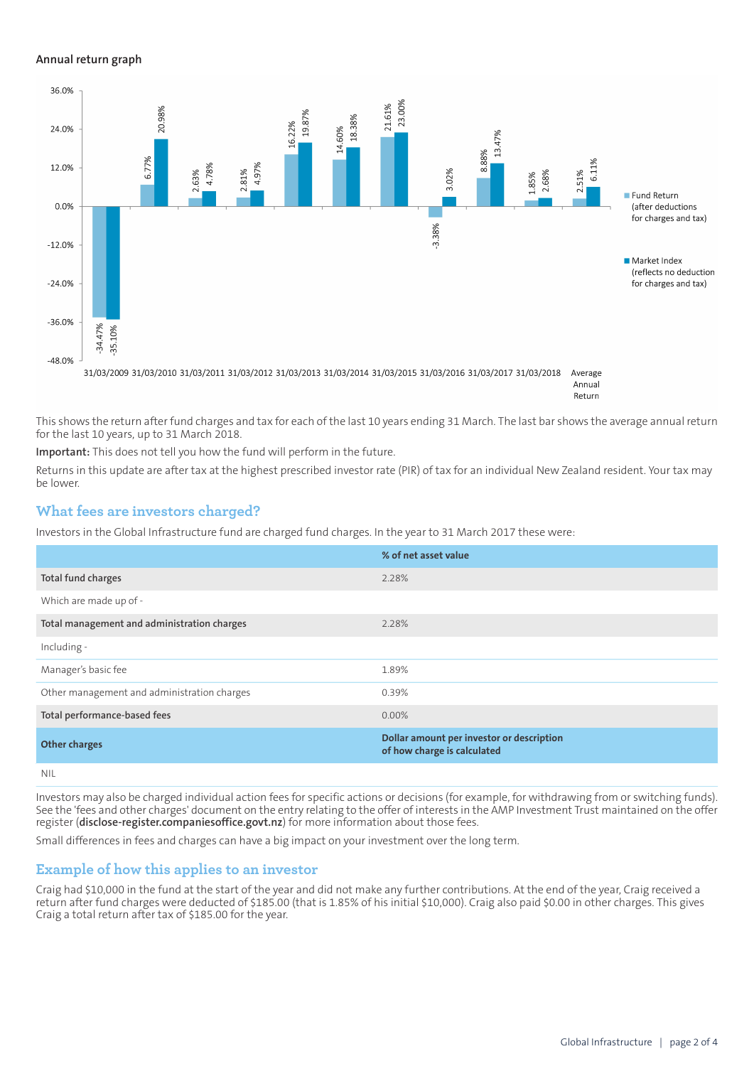### Annual return graph

| Year | Fund Return (after deductions for charges and tax) | Market Index (reflects no deduction for charges and tax) |
|---|---|---|
| 31/03/2009 | -34.47% | -35.10% |
| 31/03/2010 | 6.77% | 20.98% |
| 31/03/2011 | 2.63% | 4.78% |
| 31/03/2012 | 2.81% | 4.97% |
| 31/03/2013 | 16.22% | 19.87% |
| 31/03/2014 | 14.60% | 18.38% |
| 31/03/2015 | 21.61% | 23.00% |
| 31/03/2016 | -3.38% | 3.02% |
| 31/03/2017 | 8.88% | 13.47% |
| 31/03/2018 | 1.85% | 2.68% |
| Average Annual Return | 2.51% | 6.11% |

This shows the return after fund charges and tax for each of the last 10 years ending 31 March. The last bar shows the average annual return for the last 10 years, up to 31 March 2018.

**Important:** This does not tell you how the fund will perform in the future.

Returns in this update are after tax at the highest prescribed investor rate (PIR) of tax for an individual New Zealand resident. Your tax may be lower.

## What fees are investors charged?

Investors in the Global Infrastructure fund are charged fund charges. In the year to 31 March 2017 these were:

| | % of net asset value |
|---|---|
| **Total fund charges** | 2.28% |
| Which are made up of - | |
| **Total management and administration charges** | 2.28% |
| Including - | |
| Manager's basic fee | 1.89% |
| Other management and administration charges | 0.39% |
| **Total performance-based fees** | 0.00% |
| **Other charges** | **Dollar amount per investor or description of how charge is calculated** |
| NIL | |

Investors may also be charged individual action fees for specific actions or decisions (for example, for withdrawing from or switching funds). See the 'fees and other charges' document on the entry relating to the offer of interests in the AMP Investment Trust maintained on the offer register (**disclose-register.companiesoffice.govt.nz**) for more information about those fees.

Small differences in fees and charges can have a big impact on your investment over the long term.

## Example of how this applies to an investor

Craig had $10,000 in the fund at the start of the year and did not make any further contributions. At the end of the year, Craig received a return after fund charges were deducted of $185.00 (that is 1.85% of his initial $10,000). Craig also paid $0.00 in other charges. This gives Craig a total return after tax of $185.00 for the year.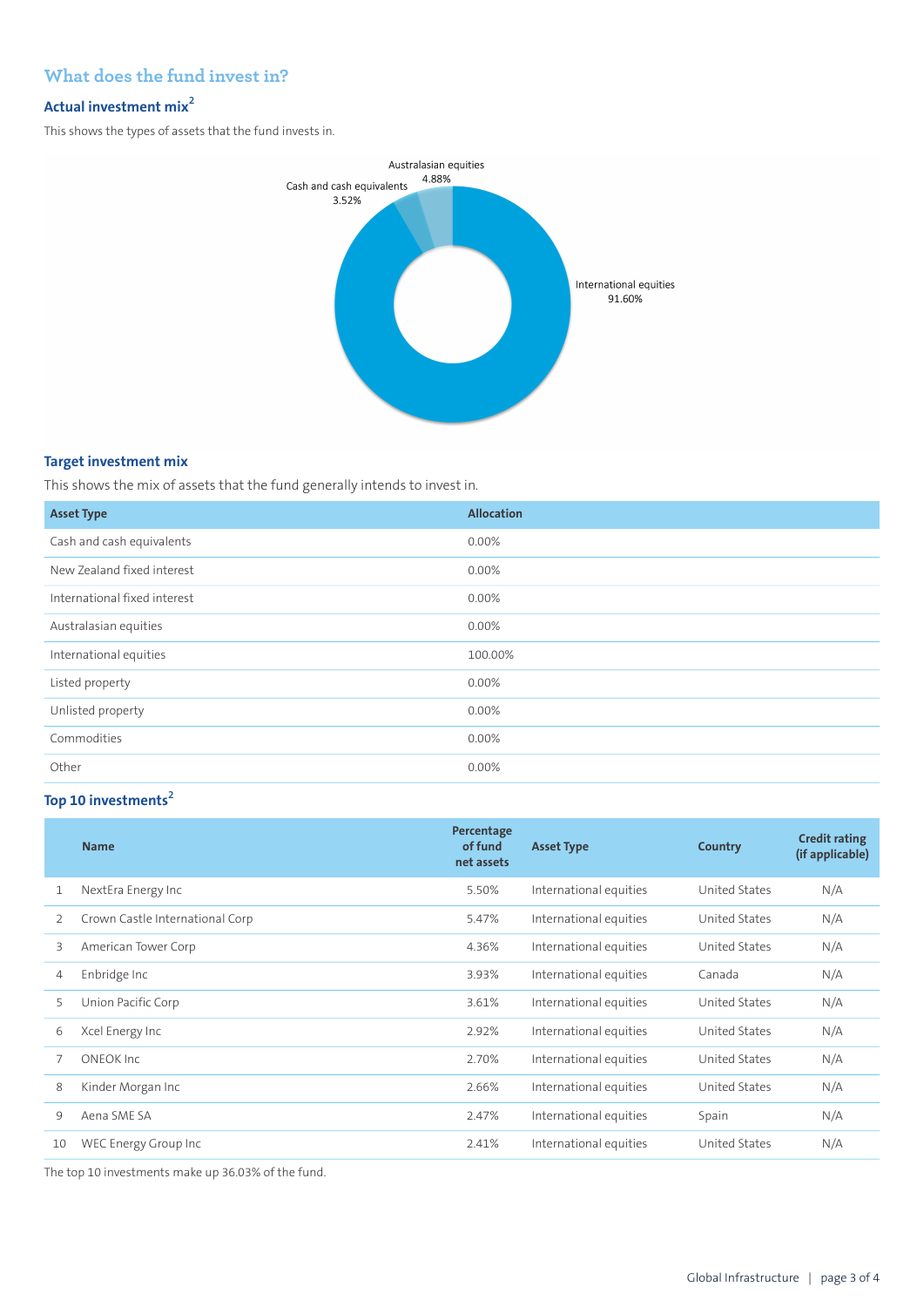## What does the fund invest in?

### Actual investment mix[2]

This shows the types of assets that the fund invests in.

Australasian equities 4.88%

Cash and cash equivalents 3.52%

International equities 91.60%

### Target investment mix

This shows the mix of assets that the fund generally intends to invest in.

| Asset Type | Allocation |
|---|---|
| Cash and cash equivalents | 0.00% |
| New Zealand fixed interest | 0.00% |
| International fixed interest | 0.00% |
| Australasian equities | 0.00% |
| International equities | 100.00% |
| Listed property | 0.00% |
| Unlisted property | 0.00% |
| Commodities | 0.00% |
| Other | 0.00% |

### Top 10 investments[2]

| | Name | Percentage of fund net assets | Asset Type | Country | Credit rating (if applicable) |
|---|---|---|---|---|---|
| 1 | NextEra Energy Inc | 5.50% | International equities | United States | N/A |
| 2 | Crown Castle International Corp | 5.47% | International equities | United States | N/A |
| 3 | American Tower Corp | 4.36% | International equities | United States | N/A |
| 4 | Enbridge Inc | 3.93% | International equities | Canada | N/A |
| 5 | Union Pacific Corp | 3.61% | International equities | United States | N/A |
| 6 | Xcel Energy Inc | 2.92% | International equities | United States | N/A |
| 7 | ONEOK Inc | 2.70% | International equities | United States | N/A |
| 8 | Kinder Morgan Inc | 2.66% | International equities | United States | N/A |
| 9 | Aena SME SA | 2.47% | International equities | Spain | N/A |
| 10 | WEC Energy Group Inc | 2.41% | International equities | United States | N/A |

The top 10 investments make up 36.03% of the fund.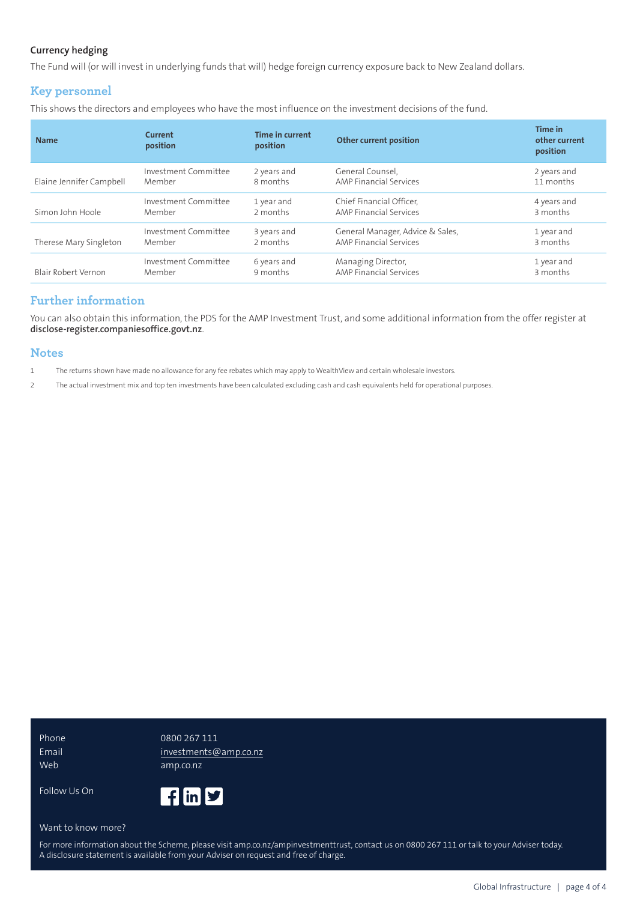**Currency hedging**

The Fund will (or will invest in underlying funds that will) hedge foreign currency exposure back to New Zealand dollars.

## Key personnel

This shows the directors and employees who have the most influence on the investment decisions of the fund.

| Name | Current position | Time in current position | Other current position | Time in other current position |
|---|---|---|---|---|
| Elaine Jennifer Campbell | Investment Committee Member | 2 years and 8 months | General Counsel, AMP Financial Services | 2 years and 11 months |
| Simon John Hoole | Investment Committee Member | 1 year and 2 months | Chief Financial Officer, AMP Financial Services | 4 years and 3 months |
| Therese Mary Singleton | Investment Committee Member | 3 years and 2 months | General Manager, Advice & Sales, AMP Financial Services | 1 year and 3 months |
| Blair Robert Vernon | Investment Committee Member | 6 years and 9 months | Managing Director, AMP Financial Services | 1 year and 3 months |

## Further information

You can also obtain this information, the PDS for the AMP Investment Trust, and some additional information from the offer register at **disclose-register.companiesoffice.govt.nz**.

## Notes

1. The returns shown have made no allowance for any fee rebates which may apply to WealthView and certain wholesale investors.
2. The actual investment mix and top ten investments have been calculated excluding cash and cash equivalents held for operational purposes.

Phone 0800 267 111
Email investments@amp.co.nz
Web amp.co.nz

Follow Us On

Want to know more?

For more information about the Scheme, please visit amp.co.nz/ampinvestmenttrust, contact us on 0800 267 111 or talk to your Adviser today. A disclosure statement is available from your Adviser on request and free of charge.